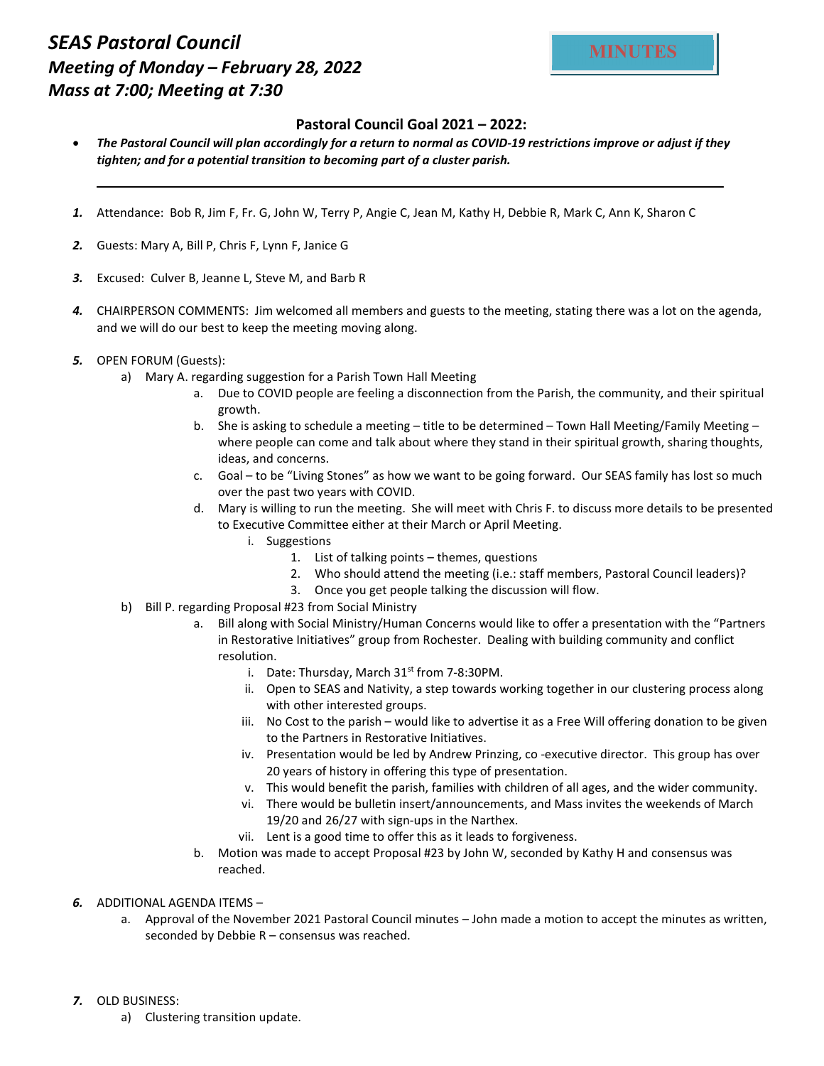# *SEAS Pastoral Council*
## *Meeting of Monday – February 28, 2022*
## *Mass at 7:00; Meeting at 7:30*

**MINUTES**

### Pastoral Council Goal 2021 – 2022:

- ***The Pastoral Council will plan accordingly for a return to normal as COVID-19 restrictions improve or adjust if they tighten; and for a potential transition to becoming part of a cluster parish.***

---

1. Attendance: Bob R, Jim F, Fr. G, John W, Terry P, Angie C, Jean M, Kathy H, Debbie R, Mark C, Ann K, Sharon C

2. Guests: Mary A, Bill P, Chris F, Lynn F, Janice G

3. Excused: Culver B, Jeanne L, Steve M, and Barb R

4. CHAIRPERSON COMMENTS: Jim welcomed all members and guests to the meeting, stating there was a lot on the agenda, and we will do our best to keep the meeting moving along.

5. OPEN FORUM (Guests):
   a) Mary A. regarding suggestion for a Parish Town Hall Meeting
      a. Due to COVID people are feeling a disconnection from the Parish, the community, and their spiritual growth.
      b. She is asking to schedule a meeting – title to be determined – Town Hall Meeting/Family Meeting – where people can come and talk about where they stand in their spiritual growth, sharing thoughts, ideas, and concerns.
      c. Goal – to be "Living Stones" as how we want to be going forward. Our SEAS family has lost so much over the past two years with COVID.
      d. Mary is willing to run the meeting. She will meet with Chris F. to discuss more details to be presented to Executive Committee either at their March or April Meeting.
         i. Suggestions
            1. List of talking points – themes, questions
            2. Who should attend the meeting (i.e.: staff members, Pastoral Council leaders)?
            3. Once you get people talking the discussion will flow.
   b) Bill P. regarding Proposal #23 from Social Ministry
      a. Bill along with Social Ministry/Human Concerns would like to offer a presentation with the "Partners in Restorative Initiatives" group from Rochester. Dealing with building community and conflict resolution.
         i. Date: Thursday, March 31st from 7-8:30PM.
         ii. Open to SEAS and Nativity, a step towards working together in our clustering process along with other interested groups.
         iii. No Cost to the parish – would like to advertise it as a Free Will offering donation to be given to the Partners in Restorative Initiatives.
         iv. Presentation would be led by Andrew Prinzing, co -executive director. This group has over 20 years of history in offering this type of presentation.
         v. This would benefit the parish, families with children of all ages, and the wider community.
         vi. There would be bulletin insert/announcements, and Mass invites the weekends of March 19/20 and 26/27 with sign-ups in the Narthex.
         vii. Lent is a good time to offer this as it leads to forgiveness.
      b. Motion was made to accept Proposal #23 by John W, seconded by Kathy H and consensus was reached.

6. ADDITIONAL AGENDA ITEMS –
   a. Approval of the November 2021 Pastoral Council minutes – John made a motion to accept the minutes as written, seconded by Debbie R – consensus was reached.

7. OLD BUSINESS:
   a) Clustering transition update.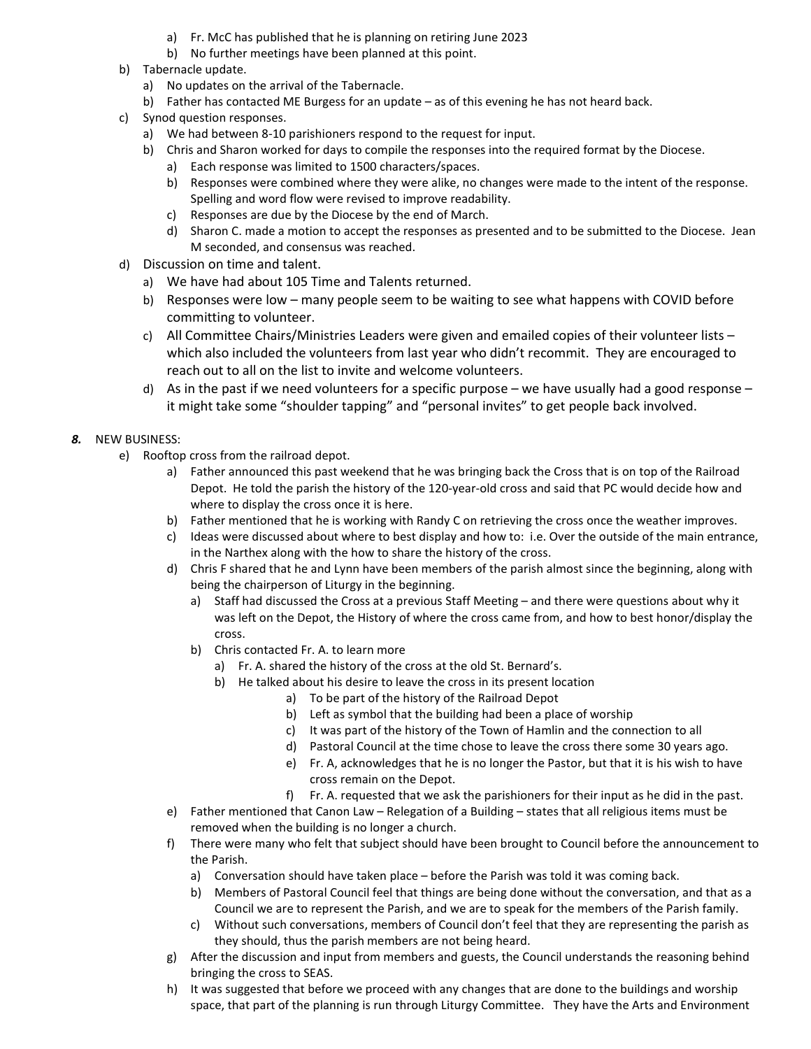- a) Fr. McC has published that he is planning on retiring June 2023
    - b) No further meetings have been planned at this point.
  - b) Tabernacle update.
    - a) No updates on the arrival of the Tabernacle.
    - b) Father has contacted ME Burgess for an update – as of this evening he has not heard back.
  - c) Synod question responses.
    - a) We had between 8-10 parishioners respond to the request for input.
    - b) Chris and Sharon worked for days to compile the responses into the required format by the Diocese.
      - a) Each response was limited to 1500 characters/spaces.
      - b) Responses were combined where they were alike, no changes were made to the intent of the response. Spelling and word flow were revised to improve readability.
      - c) Responses are due by the Diocese by the end of March.
      - d) Sharon C. made a motion to accept the responses as presented and to be submitted to the Diocese. Jean M seconded, and consensus was reached.
  - d) Discussion on time and talent.
    - a) We have had about 105 Time and Talents returned.
    - b) Responses were low – many people seem to be waiting to see what happens with COVID before committing to volunteer.
    - c) All Committee Chairs/Ministries Leaders were given and emailed copies of their volunteer lists – which also included the volunteers from last year who didn't recommit. They are encouraged to reach out to all on the list to invite and welcome volunteers.
    - d) As in the past if we need volunteers for a specific purpose – we have usually had a good response – it might take some "shoulder tapping" and "personal invites" to get people back involved.

***8.*** NEW BUSINESS:

- e) Rooftop cross from the railroad depot.
  - a) Father announced this past weekend that he was bringing back the Cross that is on top of the Railroad Depot. He told the parish the history of the 120-year-old cross and said that PC would decide how and where to display the cross once it is here.
  - b) Father mentioned that he is working with Randy C on retrieving the cross once the weather improves.
  - c) Ideas were discussed about where to best display and how to: i.e. Over the outside of the main entrance, in the Narthex along with the how to share the history of the cross.
  - d) Chris F shared that he and Lynn have been members of the parish almost since the beginning, along with being the chairperson of Liturgy in the beginning.
    - a) Staff had discussed the Cross at a previous Staff Meeting – and there were questions about why it was left on the Depot, the History of where the cross came from, and how to best honor/display the cross.
    - b) Chris contacted Fr. A. to learn more
      - a) Fr. A. shared the history of the cross at the old St. Bernard's.
      - b) He talked about his desire to leave the cross in its present location
        - a) To be part of the history of the Railroad Depot
        - b) Left as symbol that the building had been a place of worship
        - c) It was part of the history of the Town of Hamlin and the connection to all
        - d) Pastoral Council at the time chose to leave the cross there some 30 years ago.
        - e) Fr. A, acknowledges that he is no longer the Pastor, but that it is his wish to have cross remain on the Depot.
        - f) Fr. A. requested that we ask the parishioners for their input as he did in the past.
  - e) Father mentioned that Canon Law – Relegation of a Building – states that all religious items must be removed when the building is no longer a church.
  - f) There were many who felt that subject should have been brought to Council before the announcement to the Parish.
    - a) Conversation should have taken place – before the Parish was told it was coming back.
    - b) Members of Pastoral Council feel that things are being done without the conversation, and that as a Council we are to represent the Parish, and we are to speak for the members of the Parish family.
    - c) Without such conversations, members of Council don't feel that they are representing the parish as they should, thus the parish members are not being heard.
  - g) After the discussion and input from members and guests, the Council understands the reasoning behind bringing the cross to SEAS.
  - h) It was suggested that before we proceed with any changes that are done to the buildings and worship space, that part of the planning is run through Liturgy Committee. They have the Arts and Environment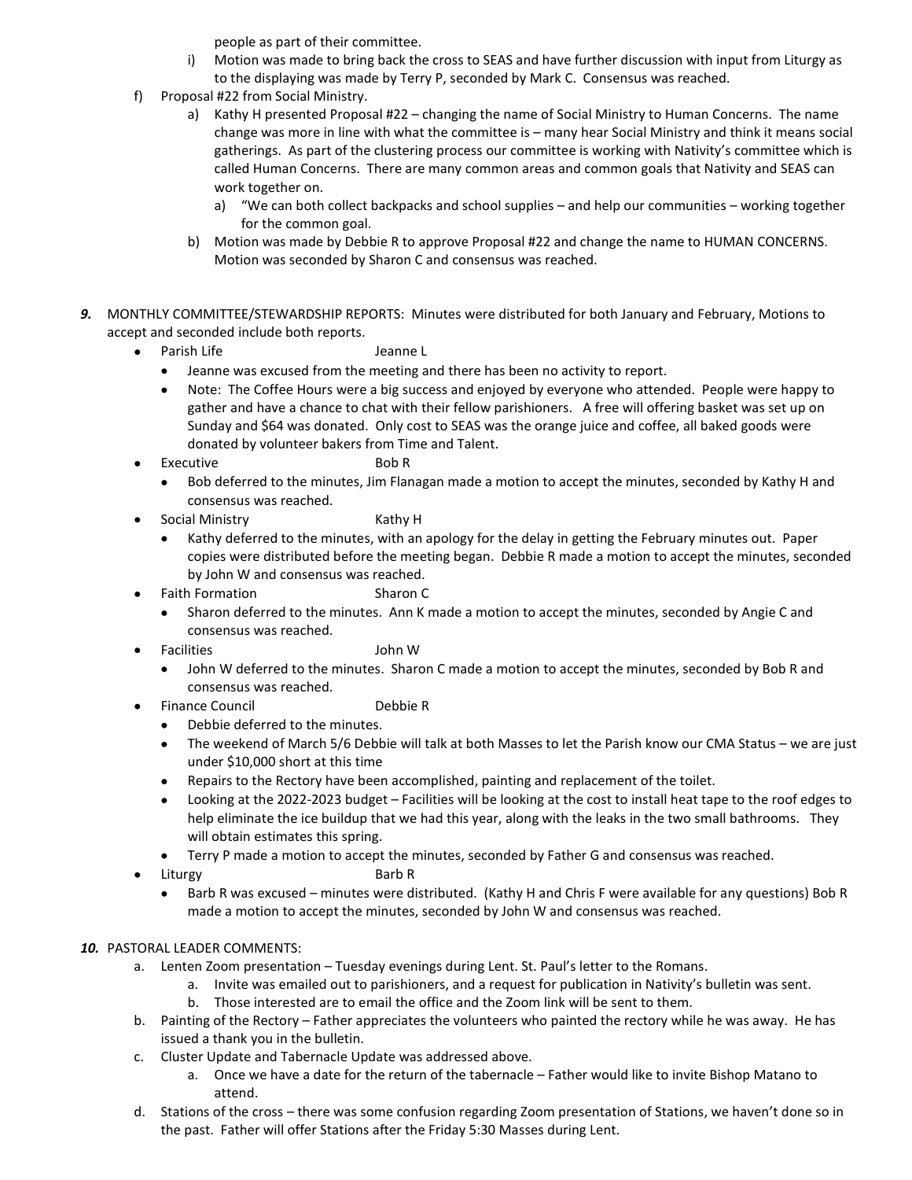people as part of their committee.

  i) Motion was made to bring back the cross to SEAS and have further discussion with input from Liturgy as to the displaying was made by Terry P, seconded by Mark C. Consensus was reached.

f) Proposal #22 from Social Ministry.
   a) Kathy H presented Proposal #22 – changing the name of Social Ministry to Human Concerns. The name change was more in line with what the committee is – many hear Social Ministry and think it means social gatherings. As part of the clustering process our committee is working with Nativity's committee which is called Human Concerns. There are many common areas and common goals that Nativity and SEAS can work together on.
      a) "We can both collect backpacks and school supplies – and help our communities – working together for the common goal.
   b) Motion was made by Debbie R to approve Proposal #22 and change the name to HUMAN CONCERNS. Motion was seconded by Sharon C and consensus was reached.

***9.*** MONTHLY COMMITTEE/STEWARDSHIP REPORTS: Minutes were distributed for both January and February, Motions to accept and seconded include both reports.

- Parish Life — Jeanne L
  - Jeanne was excused from the meeting and there has been no activity to report.
  - Note: The Coffee Hours were a big success and enjoyed by everyone who attended. People were happy to gather and have a chance to chat with their fellow parishioners. A free will offering basket was set up on Sunday and $64 was donated. Only cost to SEAS was the orange juice and coffee, all baked goods were donated by volunteer bakers from Time and Talent.
- Executive — Bob R
  - Bob deferred to the minutes, Jim Flanagan made a motion to accept the minutes, seconded by Kathy H and consensus was reached.
- Social Ministry — Kathy H
  - Kathy deferred to the minutes, with an apology for the delay in getting the February minutes out. Paper copies were distributed before the meeting began. Debbie R made a motion to accept the minutes, seconded by John W and consensus was reached.
- Faith Formation — Sharon C
  - Sharon deferred to the minutes. Ann K made a motion to accept the minutes, seconded by Angie C and consensus was reached.
- Facilities — John W
  - John W deferred to the minutes. Sharon C made a motion to accept the minutes, seconded by Bob R and consensus was reached.
- Finance Council — Debbie R
  - Debbie deferred to the minutes.
  - The weekend of March 5/6 Debbie will talk at both Masses to let the Parish know our CMA Status – we are just under $10,000 short at this time
  - Repairs to the Rectory have been accomplished, painting and replacement of the toilet.
  - Looking at the 2022-2023 budget – Facilities will be looking at the cost to install heat tape to the roof edges to help eliminate the ice buildup that we had this year, along with the leaks in the two small bathrooms. They will obtain estimates this spring.
  - Terry P made a motion to accept the minutes, seconded by Father G and consensus was reached.
- Liturgy — Barb R
  - Barb R was excused – minutes were distributed. (Kathy H and Chris F were available for any questions) Bob R made a motion to accept the minutes, seconded by John W and consensus was reached.

***10.*** PASTORAL LEADER COMMENTS:

a. Lenten Zoom presentation – Tuesday evenings during Lent. St. Paul's letter to the Romans.
   a. Invite was emailed out to parishioners, and a request for publication in Nativity's bulletin was sent.
   b. Those interested are to email the office and the Zoom link will be sent to them.

b. Painting of the Rectory – Father appreciates the volunteers who painted the rectory while he was away. He has issued a thank you in the bulletin.

c. Cluster Update and Tabernacle Update was addressed above.
   a. Once we have a date for the return of the tabernacle – Father would like to invite Bishop Matano to attend.

d. Stations of the cross – there was some confusion regarding Zoom presentation of Stations, we haven't done so in the past. Father will offer Stations after the Friday 5:30 Masses during Lent.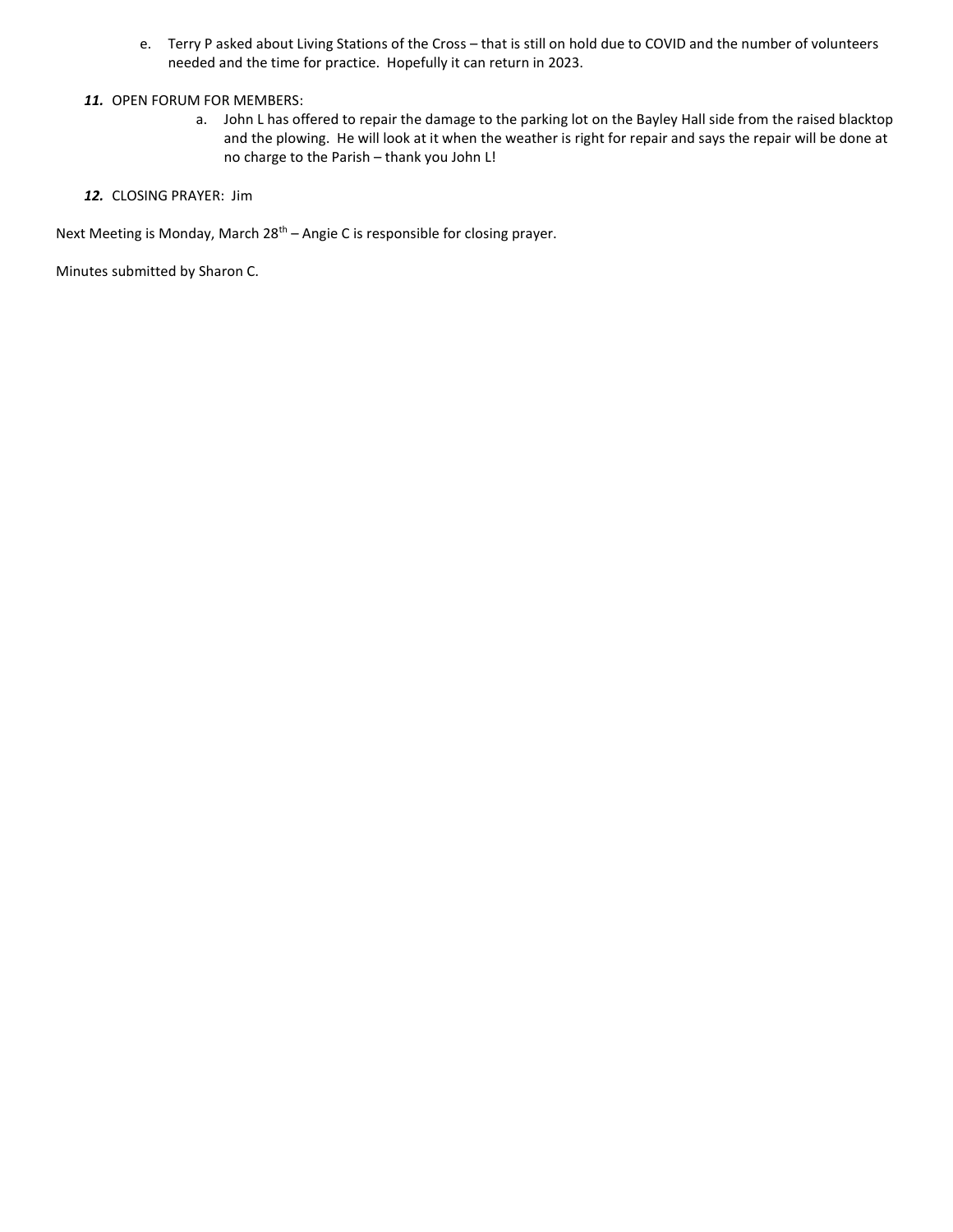e. Terry P asked about Living Stations of the Cross – that is still on hold due to COVID and the number of volunteers needed and the time for practice. Hopefully it can return in 2023.

***11.*** OPEN FORUM FOR MEMBERS:

a. John L has offered to repair the damage to the parking lot on the Bayley Hall side from the raised blacktop and the plowing. He will look at it when the weather is right for repair and says the repair will be done at no charge to the Parish – thank you John L!

***12.*** CLOSING PRAYER: Jim

Next Meeting is Monday, March 28th – Angie C is responsible for closing prayer.

Minutes submitted by Sharon C.